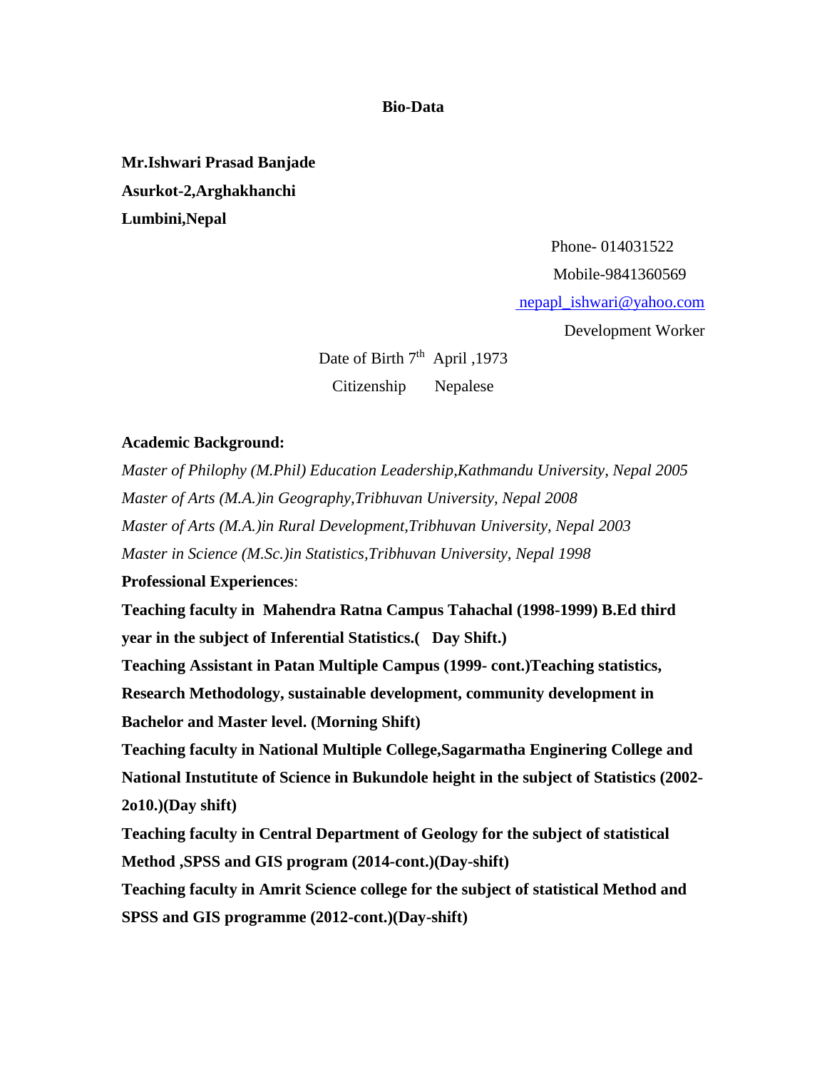**Bio-Data**

**Mr.Ishwari Prasad Banjade**
**Asurkot-2,Arghakhanchi**
**Lumbini,Nepal**

Phone- 014031522
Mobile-9841360569
nepapl_ishwari@yahoo.com
Development Worker

Date of Birth 7th April ,1973
Citizenship Nepalese

**Academic Background:**

*Master of Philophy (M.Phil) Education Leadership,Kathmandu University, Nepal 2005*
*Master of Arts (M.A.)in Geography,Tribhuvan University, Nepal 2008*
*Master of Arts (M.A.)in Rural Development,Tribhuvan University, Nepal 2003*
*Master in Science (M.Sc.)in Statistics,Tribhuvan University, Nepal 1998*

**Professional Experiences**:

**Teaching faculty in Mahendra Ratna Campus Tahachal (1998-1999) B.Ed third year in the subject of Inferential Statistics.( Day Shift.)**

**Teaching Assistant in Patan Multiple Campus (1999- cont.)Teaching statistics, Research Methodology, sustainable development, community development in Bachelor and Master level. (Morning Shift)**

**Teaching faculty in National Multiple College,Sagarmatha Enginering College and National Instutitute of Science in Bukundole height in the subject of Statistics (2002-2o10.)(Day shift)**

**Teaching faculty in Central Department of Geology for the subject of statistical Method ,SPSS and GIS program (2014-cont.)(Day-shift)**

**Teaching faculty in Amrit Science college for the subject of statistical Method and SPSS and GIS programme (2012-cont.)(Day-shift)**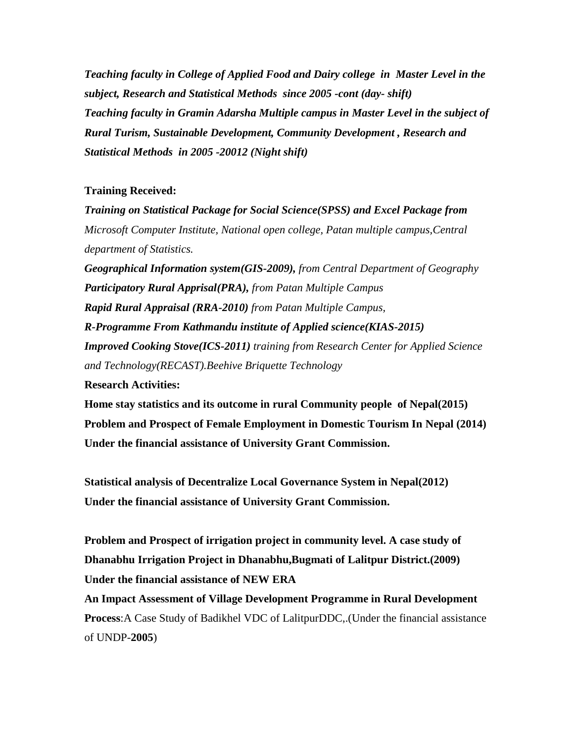***Teaching faculty in College of Applied Food and Dairy college in Master Level in the subject, Research and Statistical Methods since 2005 -cont (day- shift)***
***Teaching faculty in Gramin Adarsha Multiple campus in Master Level in the subject of Rural Turism, Sustainable Development, Community Development , Research and Statistical Methods in 2005 -20012 (Night shift)***

**Training Received:**

***Training on Statistical Package for Social Science(SPSS) and Excel Package from*** *Microsoft Computer Institute, National open college, Patan multiple campus,Central department of Statistics.*
***Geographical Information system(GIS-2009),*** *from Central Department of Geography*
***Participatory Rural Apprisal(PRA),*** *from Patan Multiple Campus*
***Rapid Rural Appraisal (RRA-2010)*** *from Patan Multiple Campus,*
***R-Programme From Kathmandu institute of Applied science(KIAS-2015)***
***Improved Cooking Stove(ICS-2011)*** *training from Research Center for Applied Science and Technology(RECAST).Beehive Briquette Technology*

**Research Activities:**

**Home stay statistics and its outcome in rural Community people of Nepal(2015)**
**Problem and Prospect of Female Employment in Domestic Tourism In Nepal (2014) Under the financial assistance of University Grant Commission.**

**Statistical analysis of Decentralize Local Governance System in Nepal(2012) Under the financial assistance of University Grant Commission.**

**Problem and Prospect of irrigation project in community level. A case study of Dhanabhu Irrigation Project in Dhanabhu,Bugmati of Lalitpur District.(2009) Under the financial assistance of NEW ERA**
**An Impact Assessment of Village Development Programme in Rural Development Process**:A Case Study of Badikhel VDC of LalitpurDDC,.(Under the financial assistance of UNDP-**2005**)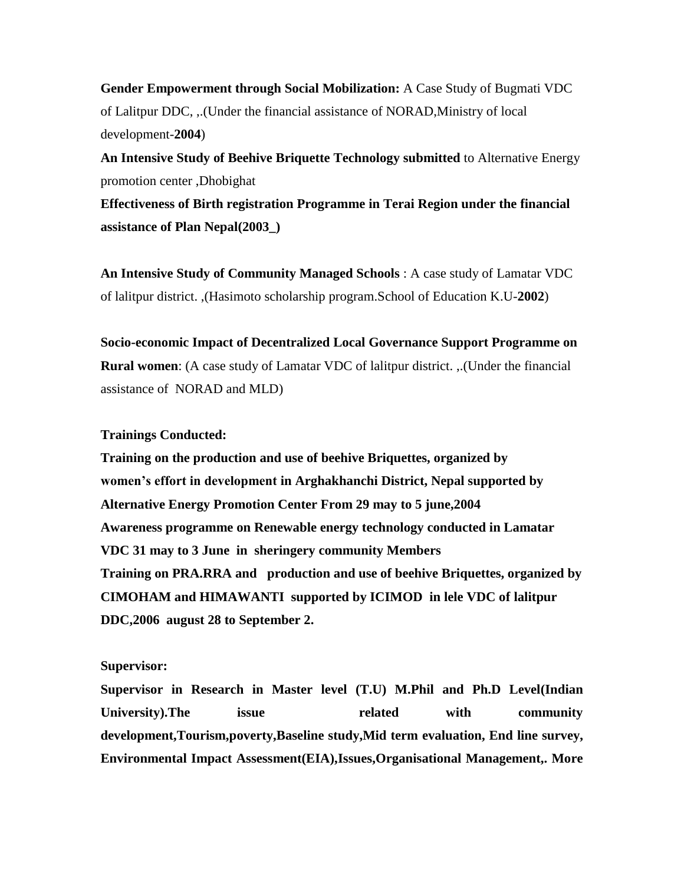**Gender Empowerment through Social Mobilization:** A Case Study of Bugmati VDC of Lalitpur DDC, ,.(Under the financial assistance of NORAD,Ministry of local development-**2004**)

**An Intensive Study of Beehive Briquette Technology submitted** to Alternative Energy promotion center ,Dhobighat

**Effectiveness of Birth registration Programme in Terai Region under the financial assistance of Plan Nepal(2003_)**

**An Intensive Study of Community Managed Schools** : A case study of Lamatar VDC of lalitpur district. ,(Hasimoto scholarship program.School of Education K.U-**2002**)

**Socio-economic Impact of Decentralized Local Governance Support Programme on Rural women**: (A case study of Lamatar VDC of lalitpur district. ,.(Under the financial assistance of NORAD and MLD)

**Trainings Conducted:**

**Training on the production and use of beehive Briquettes, organized by women's effort in development in Arghakhanchi District, Nepal supported by Alternative Energy Promotion Center From 29 may to 5 june,2004**

**Awareness programme on Renewable energy technology conducted in Lamatar VDC 31 may to 3 June in sheringery community Members**

**Training on PRA.RRA and production and use of beehive Briquettes, organized by CIMOHAM and HIMAWANTI supported by ICIMOD in lele VDC of lalitpur DDC,2006 august 28 to September 2.**

**Supervisor:**

**Supervisor in Research in Master level (T.U) M.Phil and Ph.D Level(Indian University).The issue related with community development,Tourism,poverty,Baseline study,Mid term evaluation, End line survey, Environmental Impact Assessment(EIA),Issues,Organisational Management,. More**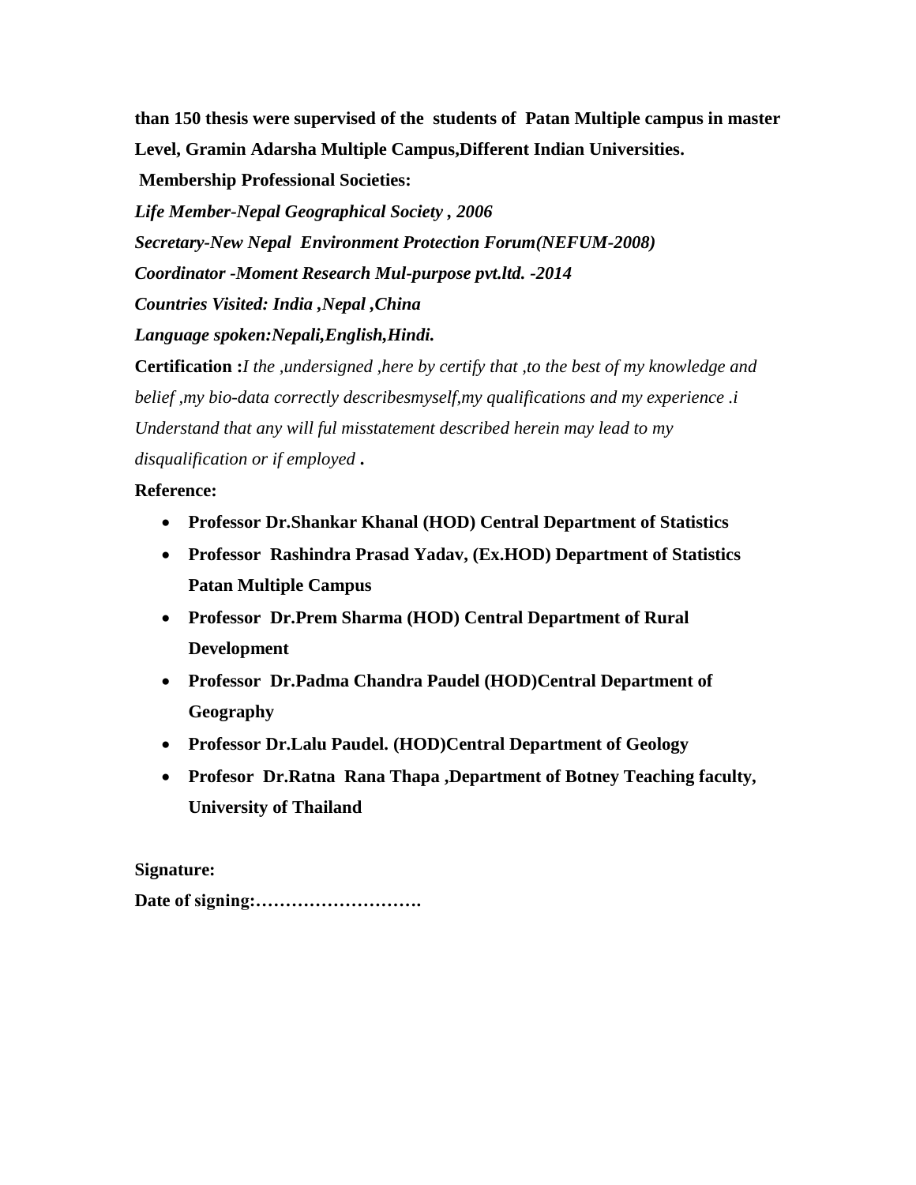**than 150 thesis were supervised of the students of Patan Multiple campus in master Level, Gramin Adarsha Multiple Campus,Different Indian Universities.**

**Membership Professional Societies:**

***Life Member-Nepal Geographical Society , 2006***

***Secretary-New Nepal Environment Protection Forum(NEFUM-2008)***

***Coordinator -Moment Research Mul-purpose pvt.ltd. -2014***

***Countries Visited: India ,Nepal ,China***

***Language spoken:Nepali,English,Hindi.***

**Certification :***I the ,undersigned ,here by certify that ,to the best of my knowledge and belief ,my bio-data correctly describesmyself,my qualifications and my experience .i Understand that any will ful misstatement described herein may lead to my disqualification or if employed* **.**

**Reference:**

- **Professor Dr.Shankar Khanal (HOD) Central Department of Statistics**
- **Professor Rashindra Prasad Yadav, (Ex.HOD) Department of Statistics Patan Multiple Campus**
- **Professor Dr.Prem Sharma (HOD) Central Department of Rural Development**
- **Professor Dr.Padma Chandra Paudel (HOD)Central Department of Geography**
- **Professor Dr.Lalu Paudel. (HOD)Central Department of Geology**
- **Profesor Dr.Ratna Rana Thapa ,Department of Botney Teaching faculty, University of Thailand**

**Signature:**

**Date of signing:……………………….**